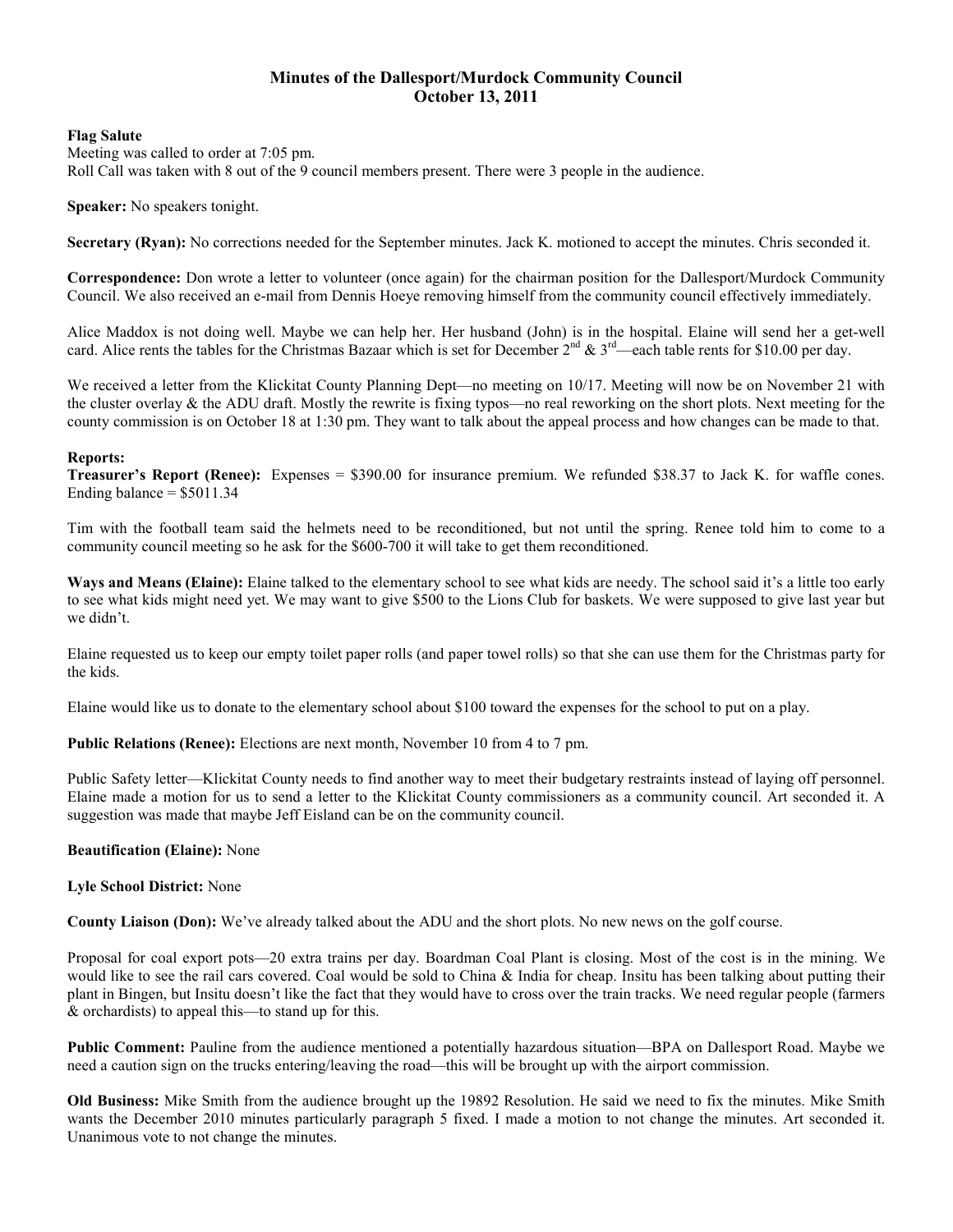# Minutes of the Dallesport/Murdock Community Council
## October 13, 2011

**Flag Salute**
Meeting was called to order at 7:05 pm.
Roll Call was taken with 8 out of the 9 council members present. There were 3 people in the audience.

**Speaker:** No speakers tonight.

**Secretary (Ryan):** No corrections needed for the September minutes. Jack K. motioned to accept the minutes. Chris seconded it.

**Correspondence:** Don wrote a letter to volunteer (once again) for the chairman position for the Dallesport/Murdock Community Council. We also received an e-mail from Dennis Hoeye removing himself from the community council effectively immediately.

Alice Maddox is not doing well. Maybe we can help her. Her husband (John) is in the hospital. Elaine will send her a get-well card. Alice rents the tables for the Christmas Bazaar which is set for December 2nd & 3rd—each table rents for $10.00 per day.

We received a letter from the Klickitat County Planning Dept—no meeting on 10/17. Meeting will now be on November 21 with the cluster overlay & the ADU draft. Mostly the rewrite is fixing typos—no real reworking on the short plots. Next meeting for the county commission is on October 18 at 1:30 pm. They want to talk about the appeal process and how changes can be made to that.

**Reports:**
**Treasurer's Report (Renee):** Expenses = $390.00 for insurance premium. We refunded $38.37 to Jack K. for waffle cones. Ending balance = $5011.34

Tim with the football team said the helmets need to be reconditioned, but not until the spring. Renee told him to come to a community council meeting so he ask for the $600-700 it will take to get them reconditioned.

**Ways and Means (Elaine):** Elaine talked to the elementary school to see what kids are needy. The school said it's a little too early to see what kids might need yet. We may want to give $500 to the Lions Club for baskets. We were supposed to give last year but we didn't.

Elaine requested us to keep our empty toilet paper rolls (and paper towel rolls) so that she can use them for the Christmas party for the kids.

Elaine would like us to donate to the elementary school about $100 toward the expenses for the school to put on a play.

**Public Relations (Renee):** Elections are next month, November 10 from 4 to 7 pm.

Public Safety letter—Klickitat County needs to find another way to meet their budgetary restraints instead of laying off personnel. Elaine made a motion for us to send a letter to the Klickitat County commissioners as a community council. Art seconded it. A suggestion was made that maybe Jeff Eisland can be on the community council.

**Beautification (Elaine):** None

**Lyle School District:** None

**County Liaison (Don):** We've already talked about the ADU and the short plots. No new news on the golf course.

Proposal for coal export pots—20 extra trains per day. Boardman Coal Plant is closing. Most of the cost is in the mining. We would like to see the rail cars covered. Coal would be sold to China & India for cheap. Insitu has been talking about putting their plant in Bingen, but Insitu doesn't like the fact that they would have to cross over the train tracks. We need regular people (farmers & orchardists) to appeal this—to stand up for this.

**Public Comment:** Pauline from the audience mentioned a potentially hazardous situation—BPA on Dallesport Road. Maybe we need a caution sign on the trucks entering/leaving the road—this will be brought up with the airport commission.

**Old Business:** Mike Smith from the audience brought up the 19892 Resolution. He said we need to fix the minutes. Mike Smith wants the December 2010 minutes particularly paragraph 5 fixed. I made a motion to not change the minutes. Art seconded it. Unanimous vote to not change the minutes.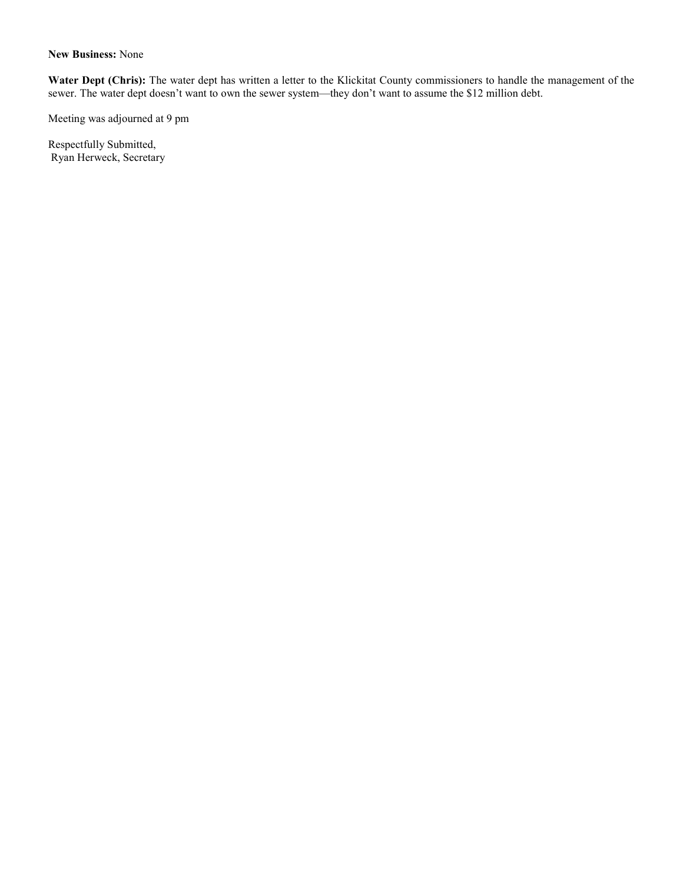**New Business:** None

**Water Dept (Chris):** The water dept has written a letter to the Klickitat County commissioners to handle the management of the sewer. The water dept doesn't want to own the sewer system—they don't want to assume the $12 million debt.

Meeting was adjourned at 9 pm

Respectfully Submitted,
Ryan Herweck, Secretary